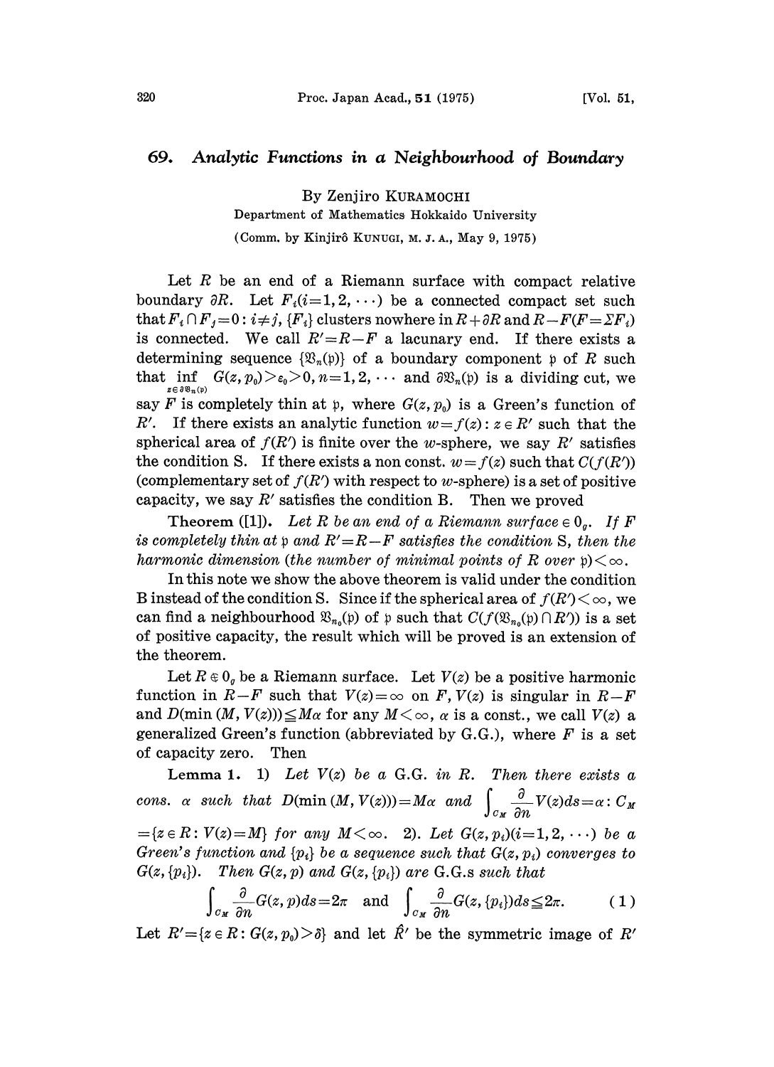# 69. Analytic Functions in a Neighbourhood of Boundary

By Zenjiro KURAMOCHI

Department of Mathematics Hokkaido University

(Comm. by Kinjirô KUNUGI, M. J. A., May 9, 1975)

Let $R$ be an end of a Riemann surface with compact relative boundary $\partial R$. Let $F_i (i=1,2,\cdots)$ be a connected compact set such that $F_i \cap F_j = 0: i \neq j$, $\{F_i\}$ clusters nowhere in $R+\partial R$ and $R-F (F=\Sigma F_i)$ is connected. We call $R'=R-F$ a lacunary end. If there exists a determining sequence $\{\mathfrak{B}_n(\mathfrak{p})\}$ of a boundary component $\mathfrak{p}$ of $R$ such that $\inf_{z \in \partial \mathfrak{B}_n(\mathfrak{p})} G(z, p_0) > \varepsilon_0 > 0, n=1,2,\cdots$ and $\partial \mathfrak{B}_n(\mathfrak{p})$ is a dividing cut, we say $F$ is completely thin at $\mathfrak{p}$, where $G(z, p_0)$ is a Green's function of $R'$. If there exists an analytic function $w=f(z): z \in R'$ such that the spherical area of $f(R')$ is finite over the $w$-sphere, we say $R'$ satisfies the condition S. If there exists a non const. $w=f(z)$ such that $C(f(R'))$ (complementary set of $f(R')$ with respect to $w$-sphere) is a set of positive capacity, we say $R'$ satisfies the condition B. Then we proved

**Theorem** ([1]). *Let $R$ be an end of a Riemann surface $\in 0_g$. If $F$ is completely thin at $\mathfrak{p}$ and $R'=R-F$ satisfies the condition* S, *then the harmonic dimension (the number of minimal points of $R$ over $\mathfrak{p}$) $<\infty$.*

In this note we show the above theorem is valid under the condition B instead of the condition S. Since if the spherical area of $f(R')<\infty$, we can find a neighbourhood $\mathfrak{B}_{n_0}(\mathfrak{p})$ of $\mathfrak{p}$ such that $C(f(\mathfrak{B}_{n_0}(\mathfrak{p}) \cap R'))$ is a set of positive capacity, the result which will be proved is an extension of the theorem.

Let $R \in 0_g$ be a Riemann surface. Let $V(z)$ be a positive harmonic function in $R-F$ such that $V(z)=\infty$ on $F$, $V(z)$ is singular in $R-F$ and $D(\min(M, V(z))) \leqq M\alpha$ for any $M<\infty$, $\alpha$ is a const., we call $V(z)$ a generalized Green's function (abbreviated by G.G.), where $F$ is a set of capacity zero. Then

**Lemma 1.** 1) *Let $V(z)$ be a* G.G. *in $R$. Then there exists a cons. $\alpha$ such that $D(\min(M, V(z)))=M\alpha$ and $\int_{C_M} \frac{\partial}{\partial n} V(z) ds = \alpha: C_M = \{z \in R: V(z)=M\}$ for any $M<\infty$.* 2). *Let $G(z, p_i) (i=1,2,\cdots)$ be a Green's function and $\{p_i\}$ be a sequence such that $G(z, p_i)$ converges to $G(z, \{p_i\})$. Then $G(z, p)$ and $G(z, \{p_i\})$ are* G.G.s *such that*

$$\int_{C_M} \frac{\partial}{\partial n} G(z, p) ds = 2\pi \quad \text{and} \quad \int_{C_M} \frac{\partial}{\partial n} G(z, \{p_i\}) ds \leqq 2\pi. \tag{1}$$

Let $R'=\{z \in R: G(z, p_0)>\delta\}$ and let $\hat{R}'$ be the symmetric image of $R'$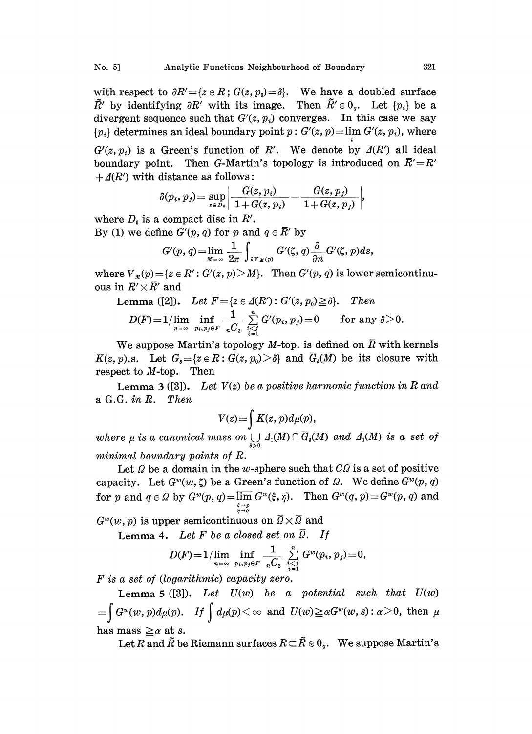with respect to $\partial R'=\{z \in R;\, G(z, p_0)=\delta\}$. We have a doubled surface $\tilde{R}'$ by identifying $\partial R'$ with its image. Then $\tilde{R}' \in 0_g$. Let $\{p_i\}$ be a divergent sequence such that $G'(z, p_i)$ converges. In this case we say $\{p_i\}$ determines an ideal boundary point $p$: $G'(z, p)=\lim_i G'(z, p_i)$, where $G'(z, p_i)$ is a Green's function of $R'$. We denote by $\Delta(R')$ all ideal boundary point. Then $G$-Martin's topology is introduced on $\bar{R}'=R'+\Delta(R')$ with distance as follows:

$$\delta(p_i, p_j)=\sup_{z \in D_0}\left|\frac{G(z, p_i)}{1+G(z, p_i)}-\frac{G(z, p_j)}{1+G(z, p_j)}\right|,$$

where $D_0$ is a compact disc in $R'$.

By (1) we define $G'(p, q)$ for $p$ and $q \in \bar{R}'$ by

$$G'(p, q)=\lim_{M=\infty}\frac{1}{2\pi}\int_{\partial V_M(p)} G'(\zeta, q)\frac{\partial}{\partial n}G'(\zeta, p)ds,$$

where $V_M(p)=\{z \in R' : G'(z, p)>M\}$. Then $G'(p, q)$ is lower semicontinuous in $\bar{R}'\times\bar{R}'$ and

**Lemma** ([2]). *Let $F=\{z \in \Delta(R') : G'(z, p_0)\geqq\delta\}$. Then*

$$D(F)=1/\lim_{n=\infty}\inf_{p_i, p_j \in F}\frac{1}{{}_nC_2}\sum_{\substack{i<j\\ i=1}}^{n} G'(p_i, p_j)=0 \qquad \text{for any } \delta>0.$$

We suppose Martin's topology $M$-top. is defined on $\bar{R}$ with kernels $K(z, p)$.s. Let $G_\delta=\{z \in R : G(z, p_0)>\delta\}$ and $\bar{G}_\delta(M)$ be its closure with respect to $M$-top. Then

**Lemma 3** ([3]). *Let $V(z)$ be a positive harmonic function in $R$ and a G.G. in $R$. Then*

$$V(z)=\int K(z, p)d\mu(p),$$

*where $\mu$ is a canonical mass on $\bigcup_{\delta>0}\Delta_1(M)\cap\bar{G}_\delta(M)$ and $\Delta_1(M)$ is a set of minimal boundary points of $R$.*

Let $\Omega$ be a domain in the $w$-sphere such that $C\Omega$ is a set of positive capacity. Let $G^w(w, \zeta)$ be a Green's function of $\Omega$. We define $G^w(p, q)$ for $p$ and $q \in \bar{\Omega}$ by $G^w(p, q)=\overline{\lim}_{\substack{\xi\to p\\ \eta\to q}} G^w(\xi, \eta)$. Then $G^w(q, p)=G^w(p, q)$ and $G^w(w, p)$ is upper semicontinuous on $\bar{\Omega}\times\bar{\Omega}$ and

**Lemma 4.** *Let $F$ be a closed set on $\bar{\Omega}$. If*

$$D(F)=1/\lim_{n=\infty}\inf_{p_i, p_j \in F}\frac{1}{{}_nC_2}\sum_{\substack{i<j\\ i=1}}^{n} G^w(p_i, p_j)=0,$$

*$F$ is a set of (logarithmic) capacity zero.*

**Lemma 5** ([3]). *Let $U(w)$ be a potential such that $U(w)=\int G^w(w, p)d\mu(p)$. If $\int d\mu(p)<\infty$ and $U(w)\geqq\alpha G^w(w, s) : \alpha>0$, then $\mu$ has mass $\geqq\alpha$ at $s$.*

Let $R$ and $\tilde{R}$ be Riemann surfaces $R\subset\tilde{R}\in 0_g$. We suppose Martin's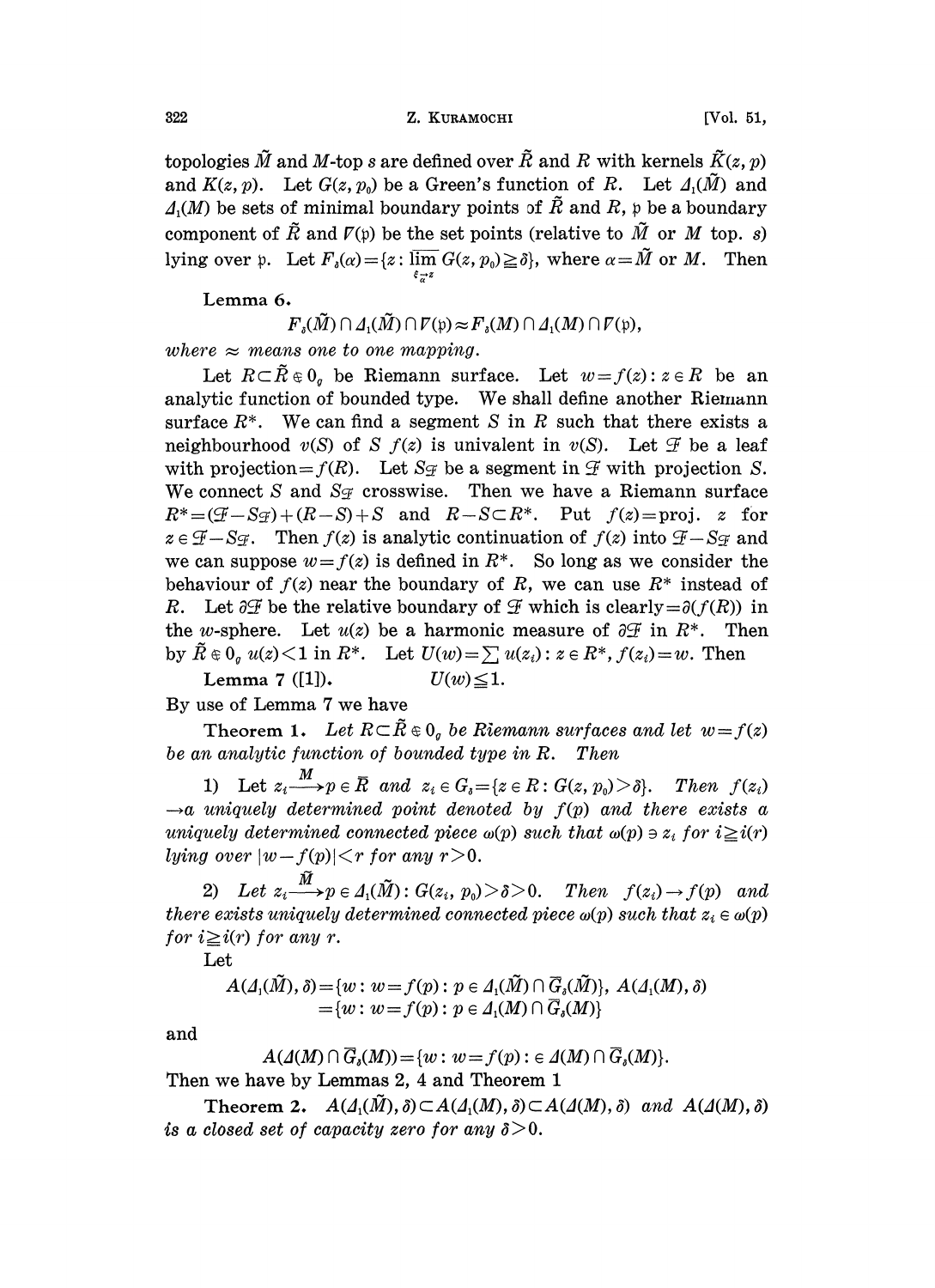topologies $\tilde{M}$ and $M$-top $s$ are defined over $\tilde{R}$ and $R$ with kernels $\tilde{K}(z, p)$ and $K(z, p)$. Let $G(z, p_0)$ be a Green's function of $R$. Let $\Delta_1(\tilde{M})$ and $\Delta_1(M)$ be sets of minimal boundary points of $\tilde{R}$ and $R$, $\mathfrak{p}$ be a boundary component of $\tilde{R}$ and $\Gamma(\mathfrak{p})$ be the set points (relative to $\tilde{M}$ or $M$ top. $s$) lying over $\mathfrak{p}$. Let $F_\delta(\alpha)=\{z: \overline{\lim_{\xi \underset{\alpha}{\to} z}} G(z, p_0) \geqq \delta\}$, where $\alpha=\tilde{M}$ or $M$. Then

**Lemma 6.**

$$F_\delta(\tilde{M}) \cap \Delta_1(\tilde{M}) \cap \Gamma(\mathfrak{p}) \approx F_\delta(M) \cap \Delta_1(M) \cap \Gamma(\mathfrak{p}),$$

*where* $\approx$ *means one to one mapping.*

Let $R \subset \tilde{R} \in 0_g$ be Riemann surface. Let $w=f(z): z \in R$ be an analytic function of bounded type. We shall define another Riemann surface $R^*$. We can find a segment $S$ in $R$ such that there exists a neighbourhood $v(S)$ of $S$ $f(z)$ is univalent in $v(S)$. Let $\mathcal{F}$ be a leaf with projection$=f(R)$. Let $S_{\mathcal{F}}$ be a segment in $\mathcal{F}$ with projection $S$. We connect $S$ and $S_{\mathcal{F}}$ crosswise. Then we have a Riemann surface $R^*=(\mathcal{F}-S_{\mathcal{F}})+(R-S)+S$ and $R-S \subset R^*$. Put $f(z)=\text{proj. } z$ for $z \in \mathcal{F}-S_{\mathcal{F}}$. Then $f(z)$ is analytic continuation of $f(z)$ into $\mathcal{F}-S_{\mathcal{F}}$ and we can suppose $w=f(z)$ is defined in $R^*$. So long as we consider the behaviour of $f(z)$ near the boundary of $R$, we can use $R^*$ instead of $R$. Let $\partial\mathcal{F}$ be the relative boundary of $\mathcal{F}$ which is clearly$=\partial(f(R))$ in the $w$-sphere. Let $u(z)$ be a harmonic measure of $\partial\mathcal{F}$ in $R^*$. Then by $\tilde{R} \in 0_g$ $u(z)<1$ in $R^*$. Let $U(w)=\sum u(z_i): z \in R^*, f(z_i)=w$. Then

**Lemma 7** ([1]). $\qquad U(w) \leqq 1.$

By use of Lemma 7 we have

**Theorem 1.** *Let $R \subset \tilde{R} \in 0_g$ be Riemann surfaces and let $w=f(z)$ be an analytic function of bounded type in $R$. Then*

1) *Let $z_i \xrightarrow{M} p \in \bar{R}$ and $z_i \in G_\delta=\{z \in R: G(z, p_0)>\delta\}$. Then $f(z_i)$ $\to a$ uniquely determined point denoted by $f(p)$ and there exists a uniquely determined connected piece $\omega(p)$ such that $\omega(p) \ni z_i$ for $i \geqq i(r)$ lying over $|w-f(p)|<r$ for any $r>0$.*

2) *Let $z_i \xrightarrow{\tilde{M}} p \in \Delta_1(\tilde{M}): G(z_i, p_0)>\delta>0$. Then $f(z_i) \to f(p)$ and there exists uniquely determined connected piece $\omega(p)$ such that $z_i \in \omega(p)$ for $i \geqq i(r)$ for any $r$.*

Let

$$A(\Delta_1(\tilde{M}), \delta)=\{w: w=f(p): p \in \Delta_1(\tilde{M}) \cap \bar{G}_\delta(\tilde{M})\},\ A(\Delta_1(M), \delta)$$
$$=\{w: w=f(p): p \in \Delta_1(M) \cap \bar{G}_\delta(M)\}$$

and

$$A(\Delta(M) \cap \bar{G}_\delta(M))=\{w: w=f(p): \in \Delta(M) \cap \bar{G}_\delta(M)\}.$$

Then we have by Lemmas 2, 4 and Theorem 1

**Theorem 2.** $A(\Delta_1(\tilde{M}), \delta) \subset A(\Delta_1(M), \delta) \subset A(\Delta(M), \delta)$ *and* $A(\Delta(M), \delta)$ *is a closed set of capacity zero for any* $\delta>0$.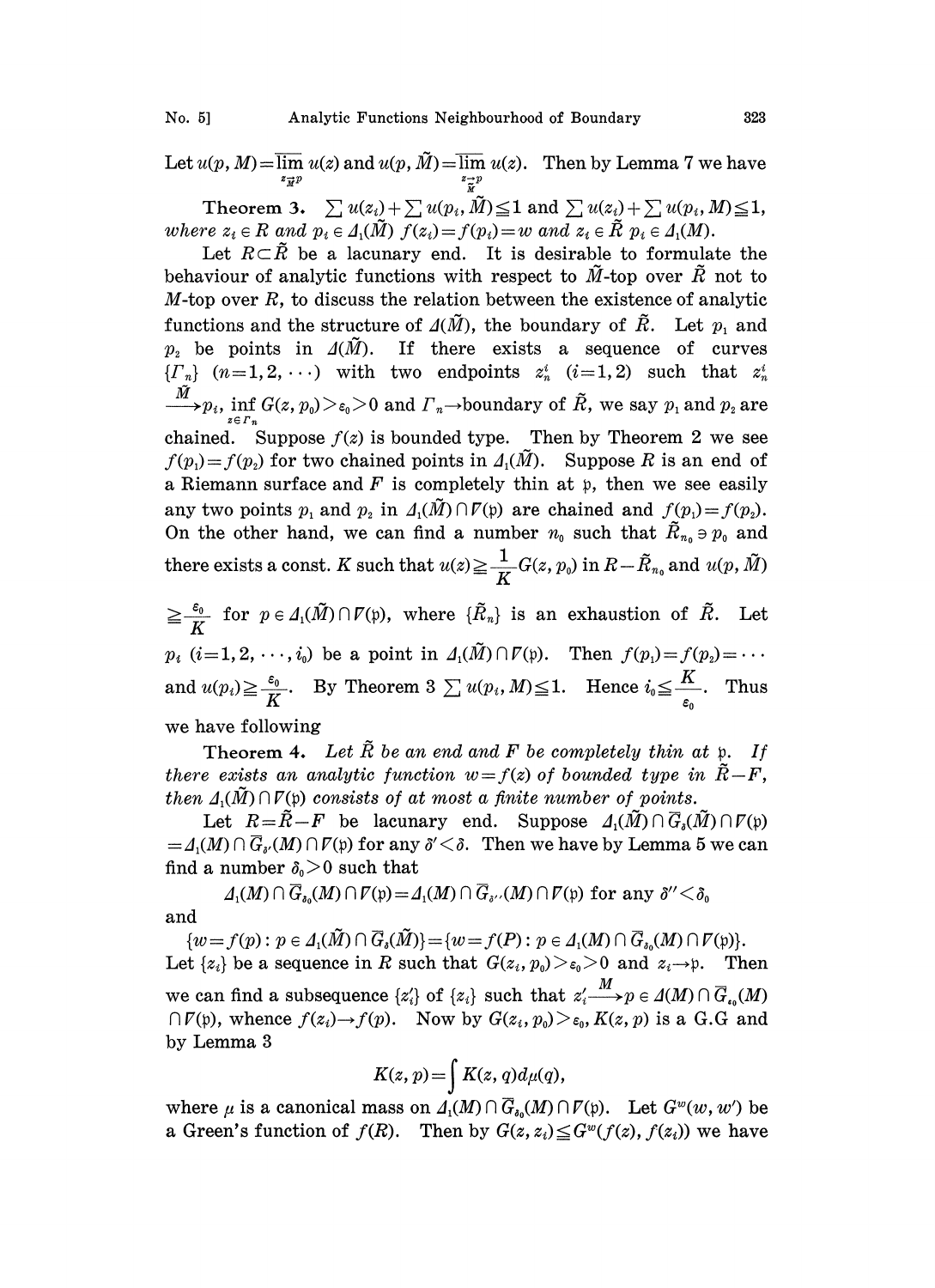Let $u(p, M)=\overline{\lim_{z \underset{M}{\to} p}}\, u(z)$ and $u(p, \tilde{M})=\overline{\lim_{z \underset{\tilde{M}}{\to} p}}\, u(z)$. Then by Lemma 7 we have

**Theorem 3.** $\sum u(z_i)+\sum u(p_i, \tilde{M})\leqq 1$ and $\sum u(z_i)+\sum u(p_i, M)\leqq 1$, *where* $z_i \in R$ *and* $p_i \in \Delta_1(\tilde{M})$ $f(z_i)=f(p_i)=w$ *and* $z_i \in \tilde{R}$ $p_i \in \Delta_1(M)$.

Let $R\subset\tilde{R}$ be a lacunary end. It is desirable to formulate the behaviour of analytic functions with respect to $\tilde{M}$-top over $\tilde{R}$ not to $M$-top over $R$, to discuss the relation between the existence of analytic functions and the structure of $\Delta(\tilde{M})$, the boundary of $\tilde{R}$. Let $p_1$ and $p_2$ be points in $\Delta(\tilde{M})$. If there exists a sequence of curves $\{\Gamma_n\}$ $(n=1, 2, \cdots)$ with two endpoints $z_n^i$ $(i=1, 2)$ such that $z_n^i \xrightarrow{\tilde{M}} p_i$, $\inf_{z\in\Gamma_n} G(z, p_0)>\varepsilon_0>0$ and $\Gamma_n\to$boundary of $\tilde{R}$, we say $p_1$ and $p_2$ are chained. Suppose $f(z)$ is bounded type. Then by Theorem 2 we see $f(p_1)=f(p_2)$ for two chained points in $\Delta_1(\tilde{M})$. Suppose $R$ is an end of a Riemann surface and $F$ is completely thin at $\mathfrak{p}$, then we see easily any two points $p_1$ and $p_2$ in $\Delta_1(\tilde{M})\cap\Gamma(\mathfrak{p})$ are chained and $f(p_1)=f(p_2)$. On the other hand, we can find a number $n_0$ such that $\tilde{R}_{n_0}\ni p_0$ and there exists a const. $K$ such that $u(z)\geqq\frac{1}{K}G(z, p_0)$ in $R-\tilde{R}_{n_0}$ and $u(p, \tilde{M})\geqq\frac{\varepsilon_0}{K}$ for $p\in\Delta_1(\tilde{M})\cap\Gamma(\mathfrak{p})$, where $\{\tilde{R}_n\}$ is an exhaustion of $\tilde{R}$. Let $p_i$ $(i=1, 2, \cdots, i_0)$ be a point in $\Delta_1(\tilde{M})\cap\Gamma(\mathfrak{p})$. Then $f(p_1)=f(p_2)=\cdots$ and $u(p_i)\geqq\frac{\varepsilon_0}{K}$. By Theorem 3 $\sum u(p_i, M)\leqq 1$. Hence $i_0\leqq\frac{K}{\varepsilon_0}$. Thus we have following

**Theorem 4.** *Let* $\tilde{R}$ *be an end and* $F$ *be completely thin at* $\mathfrak{p}$. *If there exists an analytic function* $w=f(z)$ *of bounded type in* $\tilde{R}-F$, *then* $\Delta_1(\tilde{M})\cap\Gamma(\mathfrak{p})$ *consists of at most a finite number of points.*

Let $R=\tilde{R}-F$ be lacunary end. Suppose $\Delta_1(\tilde{M})\cap\overline{G}_\delta(\tilde{M})\cap\Gamma(\mathfrak{p})=\Delta_1(M)\cap\overline{G}_{\delta'}(M)\cap\Gamma(\mathfrak{p})$ for any $\delta'<\delta$. Then we have by Lemma 5 we can find a number $\delta_0>0$ such that

$$\Delta_1(M)\cap\overline{G}_{\delta_0}(M)\cap\Gamma(\mathfrak{p})=\Delta_1(M)\cap\overline{G}_{\delta''}(M)\cap\Gamma(\mathfrak{p}) \text{ for any } \delta''<\delta_0$$

and

$$\{w=f(p): p\in\Delta_1(\tilde{M})\cap\overline{G}_\delta(\tilde{M})\}=\{w=f(P): p\in\Delta_1(M)\cap\overline{G}_{\delta_0}(M)\cap\Gamma(\mathfrak{p})\}.$$

Let $\{z_i\}$ be a sequence in $R$ such that $G(z_i, p_0)>\varepsilon_0>0$ and $z_i\to\mathfrak{p}$. Then we can find a subsequence $\{z_i'\}$ of $\{z_i\}$ such that $z_i'\xrightarrow{M}p\in\Delta(M)\cap\overline{G}_{\varepsilon_0}(M)\cap\Gamma(\mathfrak{p})$, whence $f(z_i)\to f(p)$. Now by $G(z_i, p_0)>\varepsilon_0$, $K(z, p)$ is a G.G and by Lemma 3

$$K(z, p)=\int K(z, q)d\mu(q),$$

where $\mu$ is a canonical mass on $\Delta_1(M)\cap\overline{G}_{\delta_0}(M)\cap\Gamma(\mathfrak{p})$. Let $G^w(w, w')$ be a Green's function of $f(R)$. Then by $G(z, z_i)\leqq G^w(f(z), f(z_i))$ we have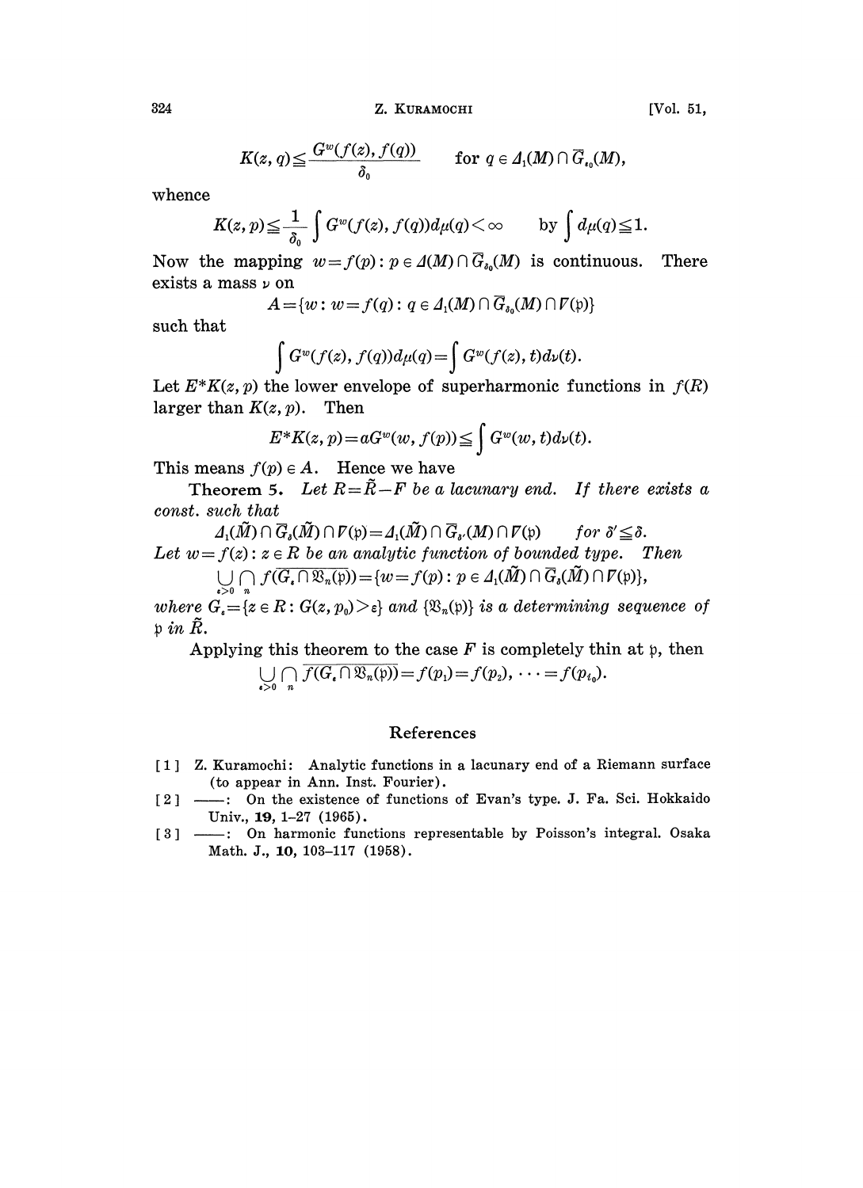$$K(z,q) \leqq \frac{G^w(f(z), f(q))}{\delta_0} \qquad \text{for } q \in \varDelta_1(M) \cap \bar{G}_{\varepsilon_0}(M),$$

whence

$$K(z,p) \leqq \frac{1}{\delta_0} \int G^w(f(z), f(q)) d\mu(q) < \infty \qquad \text{by} \int d\mu(q) \leqq 1.$$

Now the mapping $w=f(p): p \in \varDelta(M) \cap \bar{G}_{\delta_0}(M)$ is continuous. There exists a mass $\nu$ on

$$A = \{w : w = f(q) : q \in \varDelta_1(M) \cap \bar{G}_{\delta_0}(M) \cap \bar{V}(\mathfrak{p})\}$$

such that

$$\int G^w(f(z), f(q)) d\mu(q) = \int G^w(f(z), t) d\nu(t).$$

Let $E^*K(z,p)$ the lower envelope of superharmonic functions in $f(R)$ larger than $K(z,p)$. Then

$$E^*K(z,p) = aG^w(w, f(p)) \leqq \int G^w(w,t) d\nu(t).$$

This means $f(p) \in A$. Hence we have

**Theorem 5.** *Let $R=\tilde{R}-F$ be a lacunary end. If there exists a const. such that*

$$\varDelta_1(\tilde{M}) \cap \bar{G}_\delta(\tilde{M}) \cap \bar{V}(\mathfrak{p}) = \varDelta_1(\tilde{M}) \cap \bar{G}_{\delta'}(M) \cap \bar{V}(\mathfrak{p}) \qquad \textit{for } \delta' \leqq \delta.$$

*Let $w=f(z): z \in R$ be an analytic function of bounded type. Then*

$$\bigcup_{\varepsilon>0} \bigcap_n f(\overline{G_\varepsilon \cap \mathfrak{V}_n(\mathfrak{p})}) = \{w=f(p) : p \in \varDelta_1(\tilde{M}) \cap \bar{G}_\delta(\tilde{M}) \cap \bar{V}(\mathfrak{p})\},$$

*where $G_\varepsilon = \{z \in R : G(z, p_0) > \varepsilon\}$ and $\{\mathfrak{V}_n(\mathfrak{p})\}$ is a determining sequence of $\mathfrak{p}$ in $\tilde{R}$.*

Applying this theorem to the case $F$ is completely thin at $\mathfrak{p}$, then

$$\bigcup_{\varepsilon>0} \bigcap_n \overline{f(G_\varepsilon \cap \mathfrak{V}_n(\mathfrak{p}))} = f(p_1) = f(p_2), \cdots = f(p_{i_0}).$$

## References

[1] Z. Kuramochi: Analytic functions in a lacunary end of a Riemann surface (to appear in Ann. Inst. Fourier).

[2] ——: On the existence of functions of Evan's type. J. Fa. Sci. Hokkaido Univ., **19**, 1–27 (1965).

[3] ——: On harmonic functions representable by Poisson's integral. Osaka Math. J., **10**, 103–117 (1958).